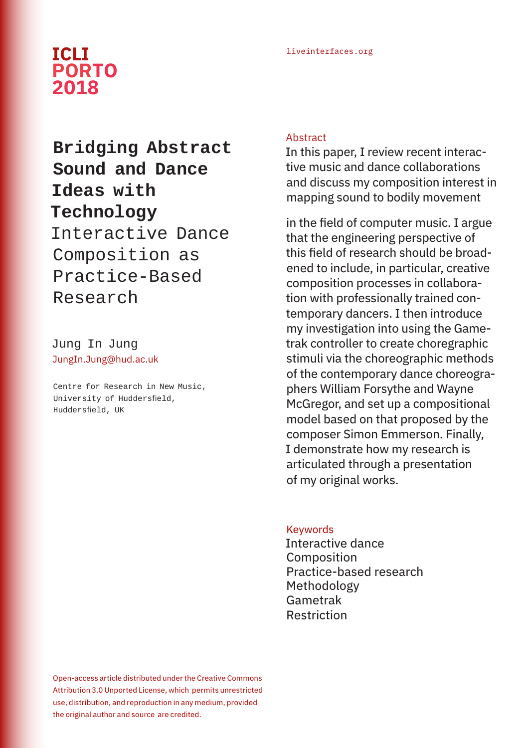ICLI PORTO 2018

liveinterfaces.org

# Bridging Abstract Sound and Dance Ideas with Technology

## Interactive Dance Composition as Practice-Based Research

Jung In Jung
JungIn.Jung@hud.ac.uk

Centre for Research in New Music,
University of Huddersfield,
Huddersfield, UK

### Abstract

In this paper, I review recent interactive music and dance collaborations and discuss my composition interest in mapping sound to bodily movement in the field of computer music. I argue that the engineering perspective of this field of research should be broadened to include, in particular, creative composition processes in collaboration with professionally trained contemporary dancers. I then introduce my investigation into using the Gametrak controller to create choregraphic stimuli via the choreographic methods of the contemporary dance choreographers William Forsythe and Wayne McGregor, and set up a compositional model based on that proposed by the composer Simon Emmerson. Finally, I demonstrate how my research is articulated through a presentation of my original works.

### Keywords

Interactive dance
Composition
Practice-based research
Methodology
Gametrak
Restriction

Open-access article distributed under the Creative Commons Attribution 3.0 Unported License, which permits unrestricted use, distribution, and reproduction in any medium, provided the original author and source are credited.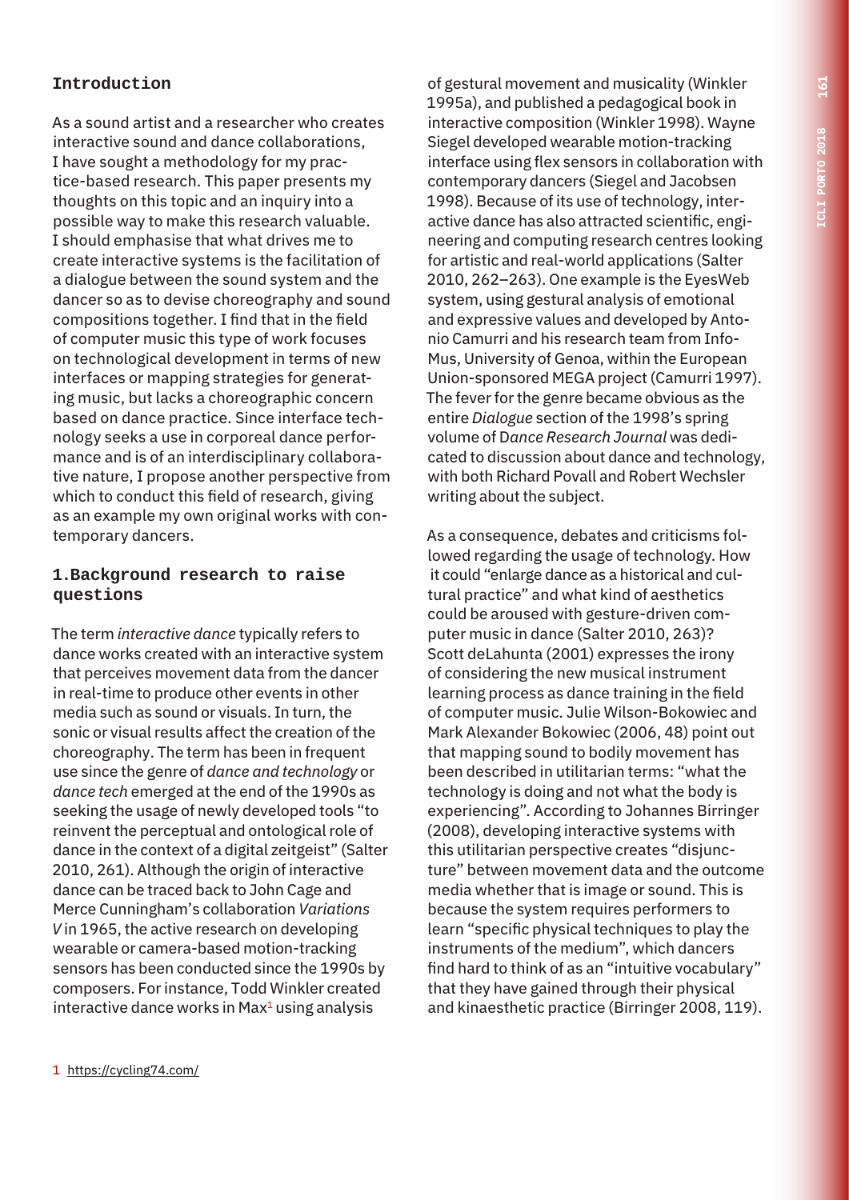## Introduction

As a sound artist and a researcher who creates interactive sound and dance collaborations, I have sought a methodology for my practice-based research. This paper presents my thoughts on this topic and an inquiry into a possible way to make this research valuable. I should emphasise that what drives me to create interactive systems is the facilitation of a dialogue between the sound system and the dancer so as to devise choreography and sound compositions together. I find that in the field of computer music this type of work focuses on technological development in terms of new interfaces or mapping strategies for generating music, but lacks a choreographic concern based on dance practice. Since interface technology seeks a use in corporeal dance performance and is of an interdisciplinary collaborative nature, I propose another perspective from which to conduct this field of research, giving as an example my own original works with contemporary dancers.

## 1. Background research to raise questions

The term *interactive dance* typically refers to dance works created with an interactive system that perceives movement data from the dancer in real-time to produce other events in other media such as sound or visuals. In turn, the sonic or visual results affect the creation of the choreography. The term has been in frequent use since the genre of *dance and technology* or *dance tech* emerged at the end of the 1990s as seeking the usage of newly developed tools "to reinvent the perceptual and ontological role of dance in the context of a digital zeitgeist" (Salter 2010, 261). Although the origin of interactive dance can be traced back to John Cage and Merce Cunningham's collaboration *Variations V* in 1965, the active research on developing wearable or camera-based motion-tracking sensors has been conducted since the 1990s by composers. For instance, Todd Winkler created interactive dance works in Max[1] using analysis of gestural movement and musicality (Winkler 1995a), and published a pedagogical book in interactive composition (Winkler 1998). Wayne Siegel developed wearable motion-tracking interface using flex sensors in collaboration with contemporary dancers (Siegel and Jacobsen 1998). Because of its use of technology, interactive dance has also attracted scientific, engineering and computing research centres looking for artistic and real-world applications (Salter 2010, 262–263). One example is the EyesWeb system, using gestural analysis of emotional and expressive values and developed by Antonio Camurri and his research team from InfoMus, University of Genoa, within the European Union-sponsored MEGA project (Camurri 1997). The fever for the genre became obvious as the entire *Dialogue* section of the 1998's spring volume of D*ance Research Journal* was dedicated to discussion about dance and technology, with both Richard Povall and Robert Wechsler writing about the subject.

As a consequence, debates and criticisms followed regarding the usage of technology. How it could "enlarge dance as a historical and cultural practice" and what kind of aesthetics could be aroused with gesture-driven computer music in dance (Salter 2010, 263)? Scott deLahunta (2001) expresses the irony of considering the new musical instrument learning process as dance training in the field of computer music. Julie Wilson-Bokowiec and Mark Alexander Bokowiec (2006, 48) point out that mapping sound to bodily movement has been described in utilitarian terms: "what the technology is doing and not what the body is experiencing". According to Johannes Birringer (2008), developing interactive systems with this utilitarian perspective creates "disjuncture" between movement data and the outcome media whether that is image or sound. This is because the system requires performers to learn "specific physical techniques to play the instruments of the medium", which dancers find hard to think of as an "intuitive vocabulary" that they have gained through their physical and kinaesthetic practice (Birringer 2008, 119).

[1] https://cycling74.com/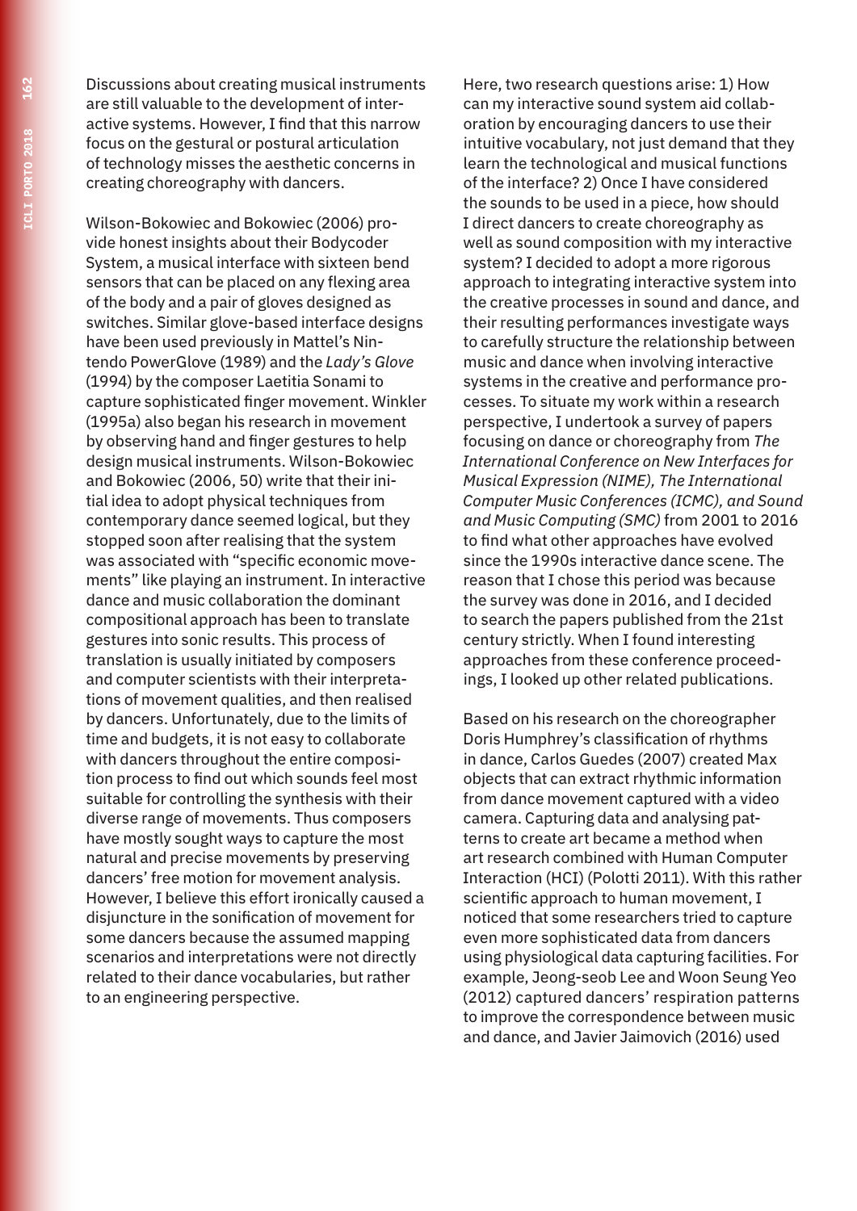Discussions about creating musical instruments are still valuable to the development of interactive systems. However, I find that this narrow focus on the gestural or postural articulation of technology misses the aesthetic concerns in creating choreography with dancers.

Wilson-Bokowiec and Bokowiec (2006) provide honest insights about their Bodycoder System, a musical interface with sixteen bend sensors that can be placed on any flexing area of the body and a pair of gloves designed as switches. Similar glove-based interface designs have been used previously in Mattel's Nintendo PowerGlove (1989) and the *Lady's Glove* (1994) by the composer Laetitia Sonami to capture sophisticated finger movement. Winkler (1995a) also began his research in movement by observing hand and finger gestures to help design musical instruments. Wilson-Bokowiec and Bokowiec (2006, 50) write that their initial idea to adopt physical techniques from contemporary dance seemed logical, but they stopped soon after realising that the system was associated with "specific economic movements" like playing an instrument. In interactive dance and music collaboration the dominant compositional approach has been to translate gestures into sonic results. This process of translation is usually initiated by composers and computer scientists with their interpretations of movement qualities, and then realised by dancers. Unfortunately, due to the limits of time and budgets, it is not easy to collaborate with dancers throughout the entire composition process to find out which sounds feel most suitable for controlling the synthesis with their diverse range of movements. Thus composers have mostly sought ways to capture the most natural and precise movements by preserving dancers' free motion for movement analysis. However, I believe this effort ironically caused a disjuncture in the sonification of movement for some dancers because the assumed mapping scenarios and interpretations were not directly related to their dance vocabularies, but rather to an engineering perspective.

Here, two research questions arise: 1) How can my interactive sound system aid collaboration by encouraging dancers to use their intuitive vocabulary, not just demand that they learn the technological and musical functions of the interface? 2) Once I have considered the sounds to be used in a piece, how should I direct dancers to create choreography as well as sound composition with my interactive system? I decided to adopt a more rigorous approach to integrating interactive system into the creative processes in sound and dance, and their resulting performances investigate ways to carefully structure the relationship between music and dance when involving interactive systems in the creative and performance processes. To situate my work within a research perspective, I undertook a survey of papers focusing on dance or choreography from *The International Conference on New Interfaces for Musical Expression (NIME), The International Computer Music Conferences (ICMC), and Sound and Music Computing (SMC)* from 2001 to 2016 to find what other approaches have evolved since the 1990s interactive dance scene. The reason that I chose this period was because the survey was done in 2016, and I decided to search the papers published from the 21st century strictly. When I found interesting approaches from these conference proceedings, I looked up other related publications.

Based on his research on the choreographer Doris Humphrey's classification of rhythms in dance, Carlos Guedes (2007) created Max objects that can extract rhythmic information from dance movement captured with a video camera. Capturing data and analysing patterns to create art became a method when art research combined with Human Computer Interaction (HCI) (Polotti 2011). With this rather scientific approach to human movement, I noticed that some researchers tried to capture even more sophisticated data from dancers using physiological data capturing facilities. For example, Jeong-seob Lee and Woon Seung Yeo (2012) captured dancers' respiration patterns to improve the correspondence between music and dance, and Javier Jaimovich (2016) used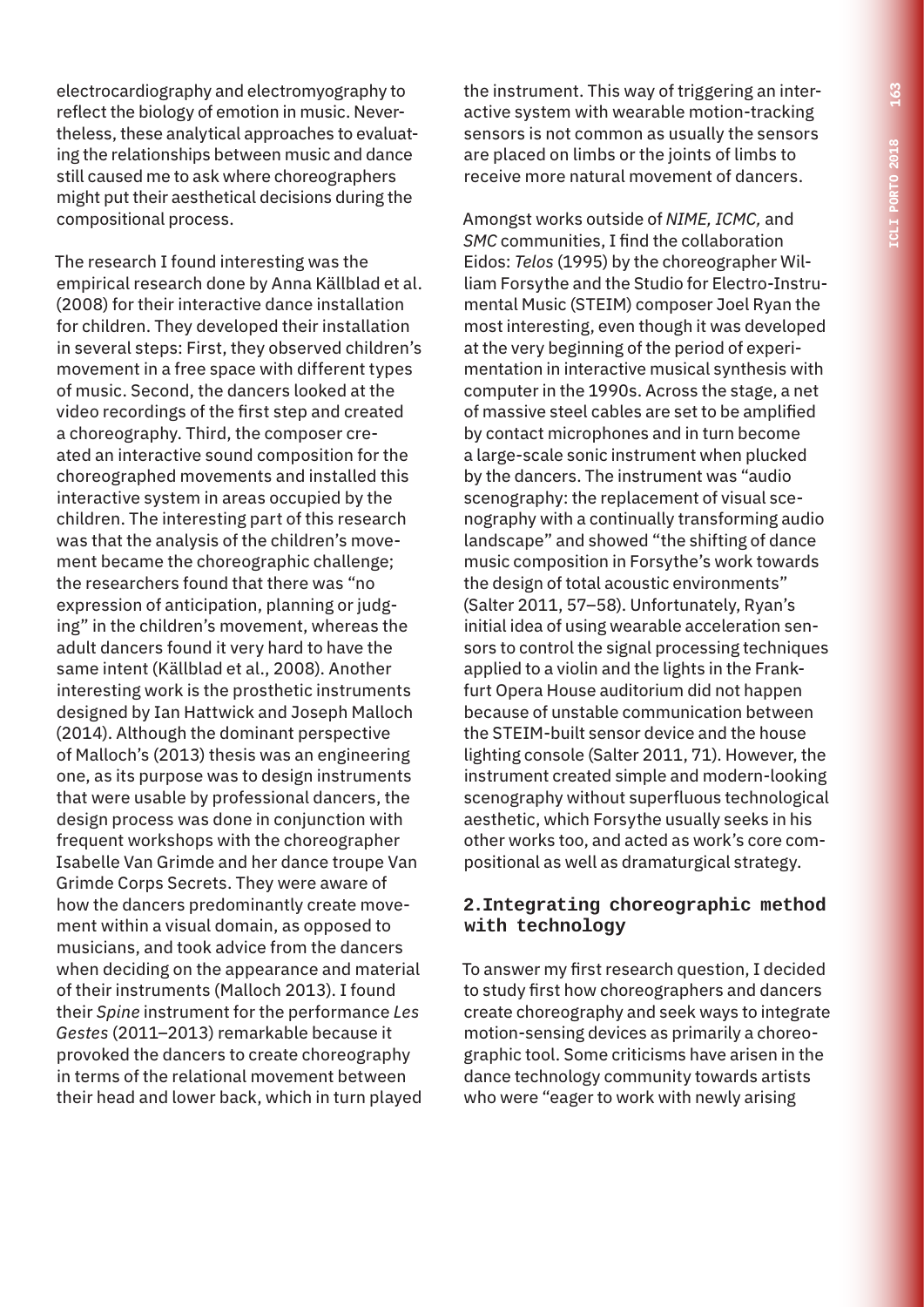electrocardiography and electromyography to reflect the biology of emotion in music. Nevertheless, these analytical approaches to evaluating the relationships between music and dance still caused me to ask where choreographers might put their aesthetical decisions during the compositional process.

The research I found interesting was the empirical research done by Anna Källblad et al. (2008) for their interactive dance installation for children. They developed their installation in several steps: First, they observed children's movement in a free space with different types of music. Second, the dancers looked at the video recordings of the first step and created a choreography. Third, the composer created an interactive sound composition for the choreographed movements and installed this interactive system in areas occupied by the children. The interesting part of this research was that the analysis of the children's movement became the choreographic challenge; the researchers found that there was "no expression of anticipation, planning or judging" in the children's movement, whereas the adult dancers found it very hard to have the same intent (Källblad et al., 2008). Another interesting work is the prosthetic instruments designed by Ian Hattwick and Joseph Malloch (2014). Although the dominant perspective of Malloch's (2013) thesis was an engineering one, as its purpose was to design instruments that were usable by professional dancers, the design process was done in conjunction with frequent workshops with the choreographer Isabelle Van Grimde and her dance troupe Van Grimde Corps Secrets. They were aware of how the dancers predominantly create movement within a visual domain, as opposed to musicians, and took advice from the dancers when deciding on the appearance and material of their instruments (Malloch 2013). I found their *Spine* instrument for the performance *Les Gestes* (2011–2013) remarkable because it provoked the dancers to create choreography in terms of the relational movement between their head and lower back, which in turn played the instrument. This way of triggering an interactive system with wearable motion-tracking sensors is not common as usually the sensors are placed on limbs or the joints of limbs to receive more natural movement of dancers.

Amongst works outside of *NIME, ICMC,* and *SMC* communities, I find the collaboration Eidos: *Telos* (1995) by the choreographer William Forsythe and the Studio for Electro-Instrumental Music (STEIM) composer Joel Ryan the most interesting, even though it was developed at the very beginning of the period of experimentation in interactive musical synthesis with computer in the 1990s. Across the stage, a net of massive steel cables are set to be amplified by contact microphones and in turn become a large-scale sonic instrument when plucked by the dancers. The instrument was "audio scenography: the replacement of visual scenography with a continually transforming audio landscape" and showed "the shifting of dance music composition in Forsythe's work towards the design of total acoustic environments" (Salter 2011, 57–58). Unfortunately, Ryan's initial idea of using wearable acceleration sensors to control the signal processing techniques applied to a violin and the lights in the Frankfurt Opera House auditorium did not happen because of unstable communication between the STEIM-built sensor device and the house lighting console (Salter 2011, 71). However, the instrument created simple and modern-looking scenography without superfluous technological aesthetic, which Forsythe usually seeks in his other works too, and acted as work's core compositional as well as dramaturgical strategy.

## 2. Integrating choreographic method with technology

To answer my first research question, I decided to study first how choreographers and dancers create choreography and seek ways to integrate motion-sensing devices as primarily a choreographic tool. Some criticisms have arisen in the dance technology community towards artists who were "eager to work with newly arising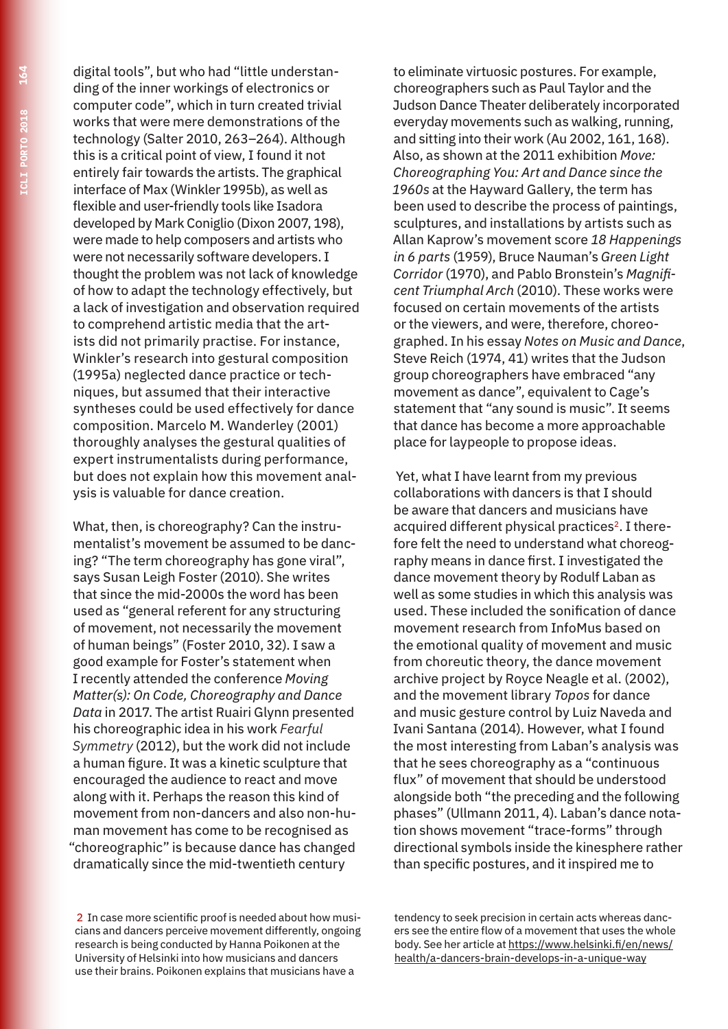digital tools", but who had "little understanding of the inner workings of electronics or computer code", which in turn created trivial works that were mere demonstrations of the technology (Salter 2010, 263–264). Although this is a critical point of view, I found it not entirely fair towards the artists. The graphical interface of Max (Winkler 1995b), as well as flexible and user-friendly tools like Isadora developed by Mark Coniglio (Dixon 2007, 198), were made to help composers and artists who were not necessarily software developers. I thought the problem was not lack of knowledge of how to adapt the technology effectively, but a lack of investigation and observation required to comprehend artistic media that the artists did not primarily practise. For instance, Winkler's research into gestural composition (1995a) neglected dance practice or techniques, but assumed that their interactive syntheses could be used effectively for dance composition. Marcelo M. Wanderley (2001) thoroughly analyses the gestural qualities of expert instrumentalists during performance, but does not explain how this movement analysis is valuable for dance creation.

What, then, is choreography? Can the instrumentalist's movement be assumed to be dancing? "The term choreography has gone viral", says Susan Leigh Foster (2010). She writes that since the mid-2000s the word has been used as "general referent for any structuring of movement, not necessarily the movement of human beings" (Foster 2010, 32). I saw a good example for Foster's statement when I recently attended the conference *Moving Matter(s): On Code, Choreography and Dance Data* in 2017. The artist Ruairi Glynn presented his choreographic idea in his work *Fearful Symmetry* (2012), but the work did not include a human figure. It was a kinetic sculpture that encouraged the audience to react and move along with it. Perhaps the reason this kind of movement from non-dancers and also non-human movement has come to be recognised as "choreographic" is because dance has changed dramatically since the mid-twentieth century to eliminate virtuosic postures. For example, choreographers such as Paul Taylor and the Judson Dance Theater deliberately incorporated everyday movements such as walking, running, and sitting into their work (Au 2002, 161, 168). Also, as shown at the 2011 exhibition *Move: Choreographing You: Art and Dance since the 1960s* at the Hayward Gallery, the term has been used to describe the process of paintings, sculptures, and installations by artists such as Allan Kaprow's movement score *18 Happenings in 6 parts* (1959), Bruce Nauman's *Green Light Corridor* (1970), and Pablo Bronstein's *Magnificent Triumphal Arch* (2010). These works were focused on certain movements of the artists or the viewers, and were, therefore, choreographed. In his essay *Notes on Music and Dance*, Steve Reich (1974, 41) writes that the Judson group choreographers have embraced "any movement as dance", equivalent to Cage's statement that "any sound is music". It seems that dance has become a more approachable place for laypeople to propose ideas.

Yet, what I have learnt from my previous collaborations with dancers is that I should be aware that dancers and musicians have acquired different physical practices[2]. I therefore felt the need to understand what choreography means in dance first. I investigated the dance movement theory by Rodulf Laban as well as some studies in which this analysis was used. These included the sonification of dance movement research from InfoMus based on the emotional quality of movement and music from choreutic theory, the dance movement archive project by Royce Neagle et al. (2002), and the movement library *Topos* for dance and music gesture control by Luiz Naveda and Ivani Santana (2014). However, what I found the most interesting from Laban's analysis was that he sees choreography as a "continuous flux" of movement that should be understood alongside both "the preceding and the following phases" (Ullmann 2011, 4). Laban's dance notation shows movement "trace-forms" through directional symbols inside the kinesphere rather than specific postures, and it inspired me to

2 In case more scientific proof is needed about how musicians and dancers perceive movement differently, ongoing research is being conducted by Hanna Poikonen at the University of Helsinki into how musicians and dancers use their brains. Poikonen explains that musicians have a tendency to seek precision in certain acts whereas dancers see the entire flow of a movement that uses the whole body. See her article at https://www.helsinki.fi/en/news/health/a-dancers-brain-develops-in-a-unique-way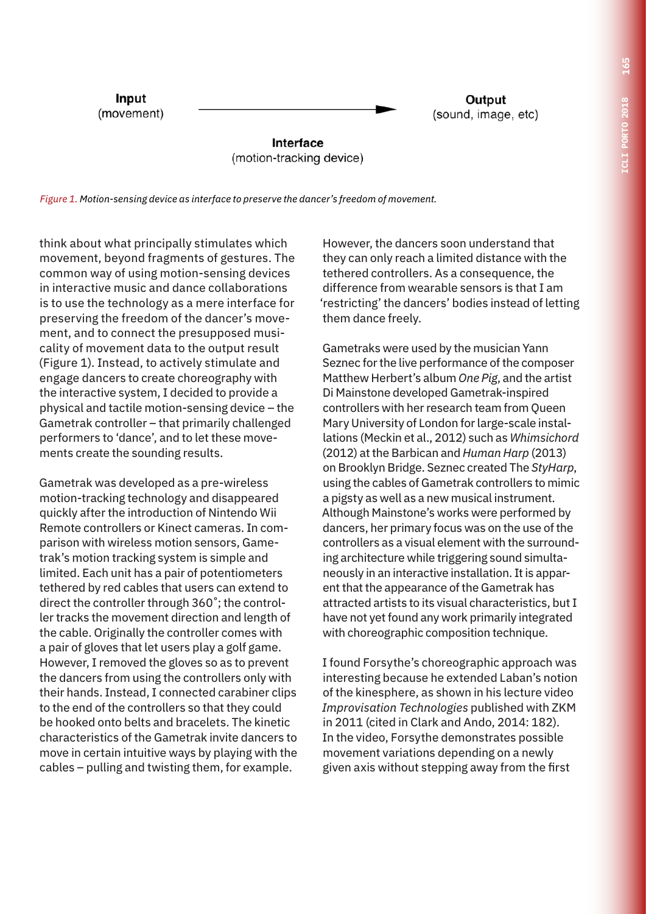Input
(movement)

Output
(sound, image, etc)

Interface
(motion-tracking device)

*Figure 1. Motion-sensing device as interface to preserve the dancer's freedom of movement.*

think about what principally stimulates which movement, beyond fragments of gestures. The common way of using motion-sensing devices in interactive music and dance collaborations is to use the technology as a mere interface for preserving the freedom of the dancer's movement, and to connect the presupposed musicality of movement data to the output result (Figure 1). Instead, to actively stimulate and engage dancers to create choreography with the interactive system, I decided to provide a physical and tactile motion-sensing device – the Gametrak controller – that primarily challenged performers to 'dance', and to let these movements create the sounding results.

Gametrak was developed as a pre-wireless motion-tracking technology and disappeared quickly after the introduction of Nintendo Wii Remote controllers or Kinect cameras. In comparison with wireless motion sensors, Gametrak's motion tracking system is simple and limited. Each unit has a pair of potentiometers tethered by red cables that users can extend to direct the controller through 360˚; the controller tracks the movement direction and length of the cable. Originally the controller comes with a pair of gloves that let users play a golf game. However, I removed the gloves so as to prevent the dancers from using the controllers only with their hands. Instead, I connected carabiner clips to the end of the controllers so that they could be hooked onto belts and bracelets. The kinetic characteristics of the Gametrak invite dancers to move in certain intuitive ways by playing with the cables – pulling and twisting them, for example.

However, the dancers soon understand that they can only reach a limited distance with the tethered controllers. As a consequence, the difference from wearable sensors is that I am 'restricting' the dancers' bodies instead of letting them dance freely.

Gametraks were used by the musician Yann Seznec for the live performance of the composer Matthew Herbert's album *One Pig*, and the artist Di Mainstone developed Gametrak-inspired controllers with her research team from Queen Mary University of London for large-scale installations (Meckin et al., 2012) such as *Whimsichord* (2012) at the Barbican and *Human Harp* (2013) on Brooklyn Bridge. Seznec created The *StyHarp*, using the cables of Gametrak controllers to mimic a pigsty as well as a new musical instrument. Although Mainstone's works were performed by dancers, her primary focus was on the use of the controllers as a visual element with the surrounding architecture while triggering sound simultaneously in an interactive installation. It is apparent that the appearance of the Gametrak has attracted artists to its visual characteristics, but I have not yet found any work primarily integrated with choreographic composition technique.

I found Forsythe's choreographic approach was interesting because he extended Laban's notion of the kinesphere, as shown in his lecture video *Improvisation Technologies* published with ZKM in 2011 (cited in Clark and Ando, 2014: 182). In the video, Forsythe demonstrates possible movement variations depending on a newly given axis without stepping away from the first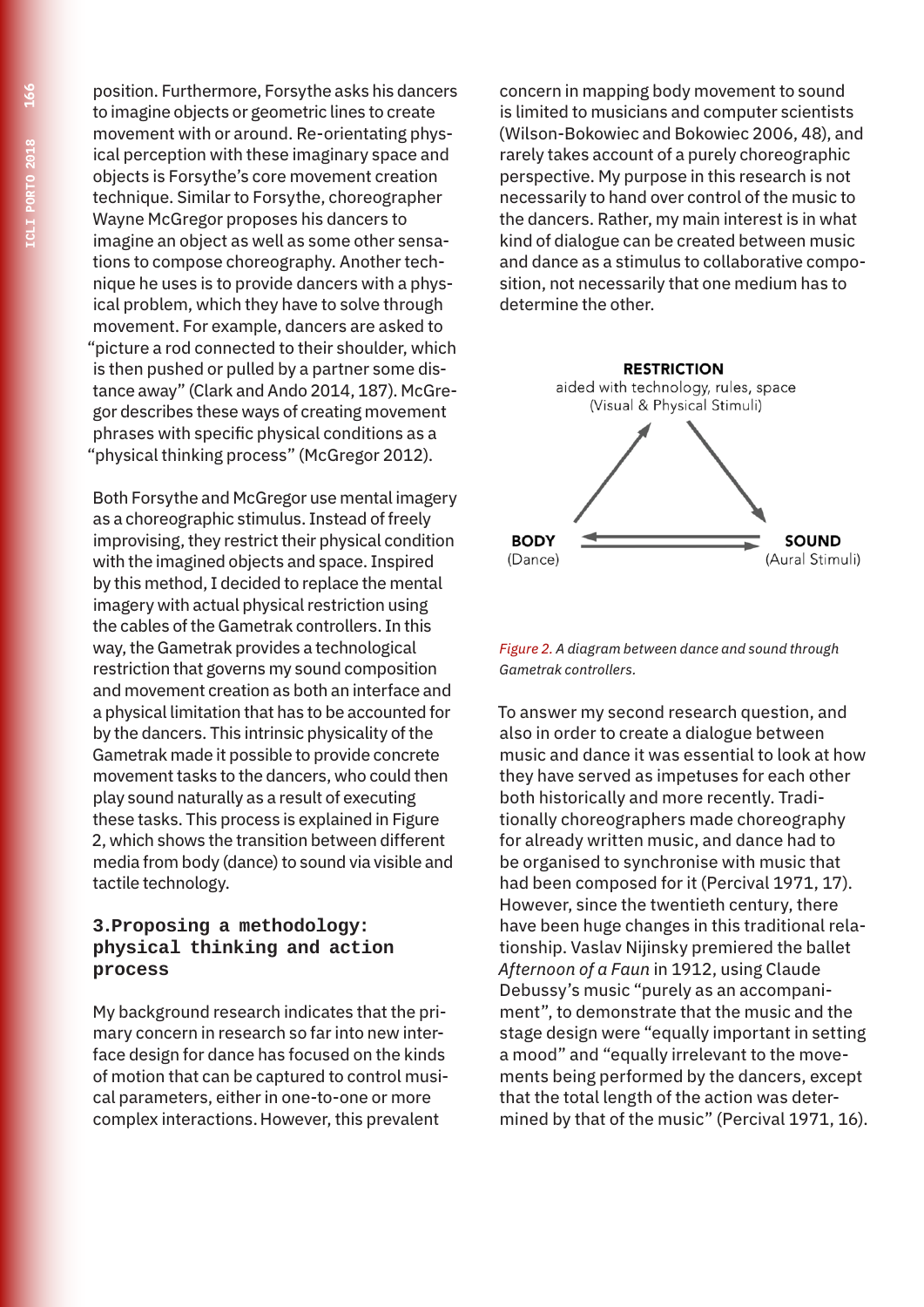position. Furthermore, Forsythe asks his dancers to imagine objects or geometric lines to create movement with or around. Re-orientating physical perception with these imaginary space and objects is Forsythe's core movement creation technique. Similar to Forsythe, choreographer Wayne McGregor proposes his dancers to imagine an object as well as some other sensations to compose choreography. Another technique he uses is to provide dancers with a physical problem, which they have to solve through movement. For example, dancers are asked to "picture a rod connected to their shoulder, which is then pushed or pulled by a partner some distance away" (Clark and Ando 2014, 187). McGregor describes these ways of creating movement phrases with specific physical conditions as a "physical thinking process" (McGregor 2012).

Both Forsythe and McGregor use mental imagery as a choreographic stimulus. Instead of freely improvising, they restrict their physical condition with the imagined objects and space. Inspired by this method, I decided to replace the mental imagery with actual physical restriction using the cables of the Gametrak controllers. In this way, the Gametrak provides a technological restriction that governs my sound composition and movement creation as both an interface and a physical limitation that has to be accounted for by the dancers. This intrinsic physicality of the Gametrak made it possible to provide concrete movement tasks to the dancers, who could then play sound naturally as a result of executing these tasks. This process is explained in Figure 2, which shows the transition between different media from body (dance) to sound via visible and tactile technology.

## 3. Proposing a methodology: physical thinking and action process

My background research indicates that the primary concern in research so far into new interface design for dance has focused on the kinds of motion that can be captured to control musical parameters, either in one-to-one or more complex interactions. However, this prevalent concern in mapping body movement to sound is limited to musicians and computer scientists (Wilson-Bokowiec and Bokowiec 2006, 48), and rarely takes account of a purely choreographic perspective. My purpose in this research is not necessarily to hand over control of the music to the dancers. Rather, my main interest is in what kind of dialogue can be created between music and dance as a stimulus to collaborative composition, not necessarily that one medium has to determine the other.

**RESTRICTION**
aided with technology, rules, space
(Visual & Physical Stimuli)

**BODY**
(Dance)

**SOUND**
(Aural Stimuli)

*Figure 2. A diagram between dance and sound through Gametrak controllers.*

To answer my second research question, and also in order to create a dialogue between music and dance it was essential to look at how they have served as impetuses for each other both historically and more recently. Traditionally choreographers made choreography for already written music, and dance had to be organised to synchronise with music that had been composed for it (Percival 1971, 17). However, since the twentieth century, there have been huge changes in this traditional relationship. Vaslav Nijinsky premiered the ballet *Afternoon of a Faun* in 1912, using Claude Debussy's music "purely as an accompaniment", to demonstrate that the music and the stage design were "equally important in setting a mood" and "equally irrelevant to the movements being performed by the dancers, except that the total length of the action was determined by that of the music" (Percival 1971, 16).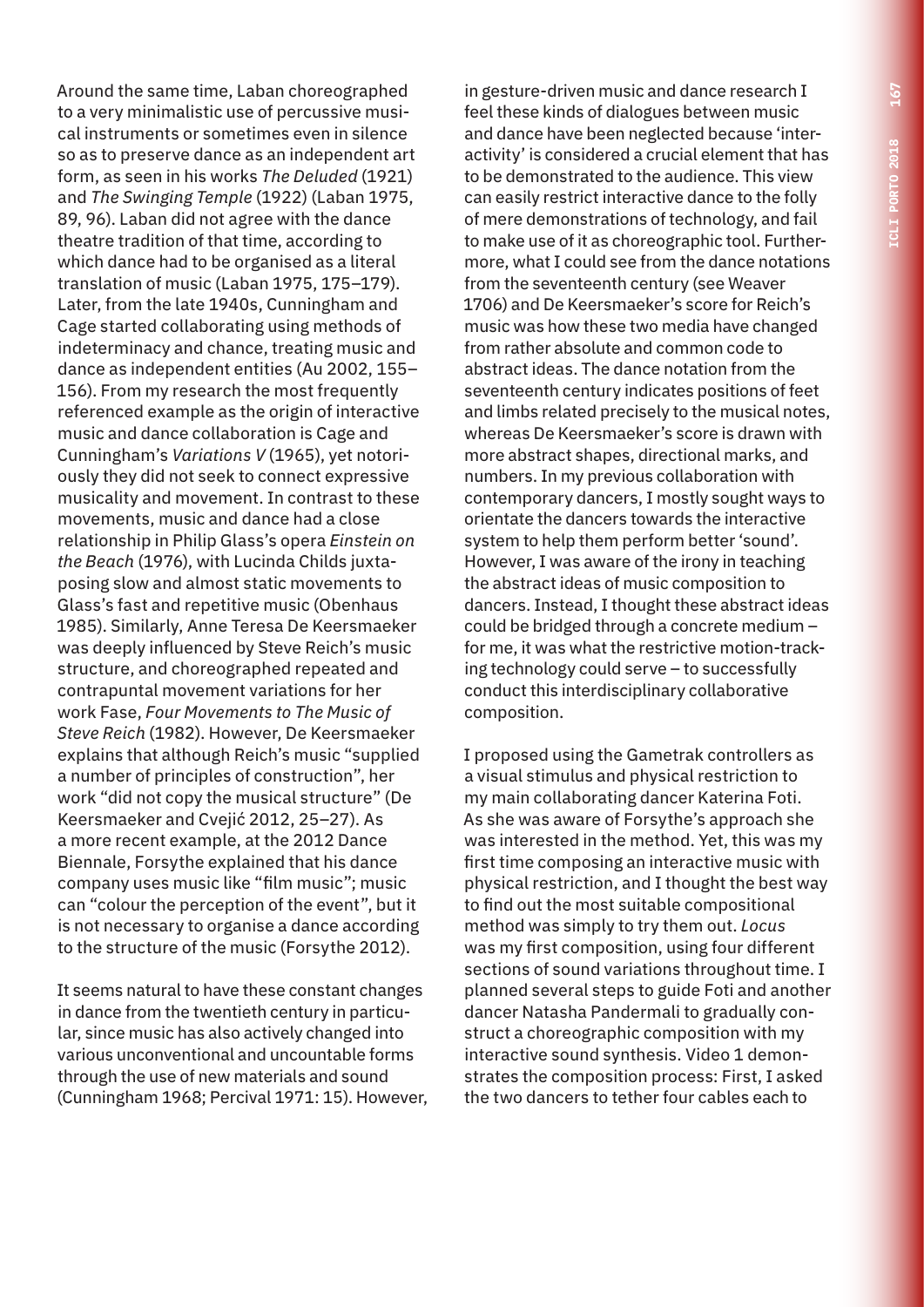Around the same time, Laban choreographed to a very minimalistic use of percussive musical instruments or sometimes even in silence so as to preserve dance as an independent art form, as seen in his works *The Deluded* (1921) and *The Swinging Temple* (1922) (Laban 1975, 89, 96). Laban did not agree with the dance theatre tradition of that time, according to which dance had to be organised as a literal translation of music (Laban 1975, 175–179). Later, from the late 1940s, Cunningham and Cage started collaborating using methods of indeterminacy and chance, treating music and dance as independent entities (Au 2002, 155–156). From my research the most frequently referenced example as the origin of interactive music and dance collaboration is Cage and Cunningham's *Variations V* (1965), yet notoriously they did not seek to connect expressive musicality and movement. In contrast to these movements, music and dance had a close relationship in Philip Glass's opera *Einstein on the Beach* (1976), with Lucinda Childs juxtaposing slow and almost static movements to Glass's fast and repetitive music (Obenhaus 1985). Similarly, Anne Teresa De Keersmaeker was deeply influenced by Steve Reich's music structure, and choreographed repeated and contrapuntal movement variations for her work Fase, *Four Movements to The Music of Steve Reich* (1982). However, De Keersmaeker explains that although Reich's music "supplied a number of principles of construction", her work "did not copy the musical structure" (De Keersmaeker and Cvejić 2012, 25–27). As a more recent example, at the 2012 Dance Biennale, Forsythe explained that his dance company uses music like "film music"; music can "colour the perception of the event", but it is not necessary to organise a dance according to the structure of the music (Forsythe 2012).

It seems natural to have these constant changes in dance from the twentieth century in particular, since music has also actively changed into various unconventional and uncountable forms through the use of new materials and sound (Cunningham 1968; Percival 1971: 15). However, in gesture-driven music and dance research I feel these kinds of dialogues between music and dance have been neglected because 'interactivity' is considered a crucial element that has to be demonstrated to the audience. This view can easily restrict interactive dance to the folly of mere demonstrations of technology, and fail to make use of it as choreographic tool. Furthermore, what I could see from the dance notations from the seventeenth century (see Weaver 1706) and De Keersmaeker's score for Reich's music was how these two media have changed from rather absolute and common code to abstract ideas. The dance notation from the seventeenth century indicates positions of feet and limbs related precisely to the musical notes, whereas De Keersmaeker's score is drawn with more abstract shapes, directional marks, and numbers. In my previous collaboration with contemporary dancers, I mostly sought ways to orientate the dancers towards the interactive system to help them perform better 'sound'. However, I was aware of the irony in teaching the abstract ideas of music composition to dancers. Instead, I thought these abstract ideas could be bridged through a concrete medium – for me, it was what the restrictive motion-tracking technology could serve – to successfully conduct this interdisciplinary collaborative composition.

I proposed using the Gametrak controllers as a visual stimulus and physical restriction to my main collaborating dancer Katerina Foti. As she was aware of Forsythe's approach she was interested in the method. Yet, this was my first time composing an interactive music with physical restriction, and I thought the best way to find out the most suitable compositional method was simply to try them out. *Locus* was my first composition, using four different sections of sound variations throughout time. I planned several steps to guide Foti and another dancer Natasha Pandermali to gradually construct a choreographic composition with my interactive sound synthesis. Video 1 demonstrates the composition process: First, I asked the two dancers to tether four cables each to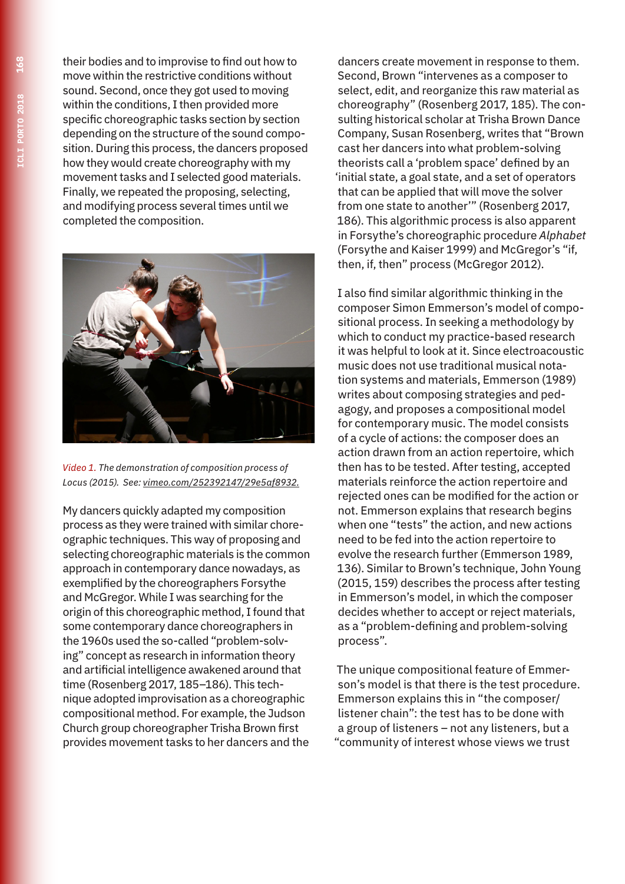their bodies and to improvise to find out how to move within the restrictive conditions without sound. Second, once they got used to moving within the conditions, I then provided more specific choreographic tasks section by section depending on the structure of the sound composition. During this process, the dancers proposed how they would create choreography with my movement tasks and I selected good materials. Finally, we repeated the proposing, selecting, and modifying process several times until we completed the composition.

*Video 1. The demonstration of composition process of Locus (2015). See: vimeo.com/252392147/29e5af8932.*

My dancers quickly adapted my composition process as they were trained with similar choreographic techniques. This way of proposing and selecting choreographic materials is the common approach in contemporary dance nowadays, as exemplified by the choreographers Forsythe and McGregor. While I was searching for the origin of this choreographic method, I found that some contemporary dance choreographers in the 1960s used the so-called "problem-solving" concept as research in information theory and artificial intelligence awakened around that time (Rosenberg 2017, 185–186). This technique adopted improvisation as a choreographic compositional method. For example, the Judson Church group choreographer Trisha Brown first provides movement tasks to her dancers and the dancers create movement in response to them. Second, Brown "intervenes as a composer to select, edit, and reorganize this raw material as choreography" (Rosenberg 2017, 185). The consulting historical scholar at Trisha Brown Dance Company, Susan Rosenberg, writes that "Brown cast her dancers into what problem-solving theorists call a 'problem space' defined by an 'initial state, a goal state, and a set of operators that can be applied that will move the solver from one state to another'" (Rosenberg 2017, 186). This algorithmic process is also apparent in Forsythe's choreographic procedure *Alphabet* (Forsythe and Kaiser 1999) and McGregor's "if, then, if, then" process (McGregor 2012).

I also find similar algorithmic thinking in the composer Simon Emmerson's model of compositional process. In seeking a methodology by which to conduct my practice-based research it was helpful to look at it. Since electroacoustic music does not use traditional musical notation systems and materials, Emmerson (1989) writes about composing strategies and pedagogy, and proposes a compositional model for contemporary music. The model consists of a cycle of actions: the composer does an action drawn from an action repertoire, which then has to be tested. After testing, accepted materials reinforce the action repertoire and rejected ones can be modified for the action or not. Emmerson explains that research begins when one "tests" the action, and new actions need to be fed into the action repertoire to evolve the research further (Emmerson 1989, 136). Similar to Brown's technique, John Young (2015, 159) describes the process after testing in Emmerson's model, in which the composer decides whether to accept or reject materials, as a "problem-defining and problem-solving process".

The unique compositional feature of Emmerson's model is that there is the test procedure. Emmerson explains this in "the composer/listener chain": the test has to be done with a group of listeners – not any listeners, but a "community of interest whose views we trust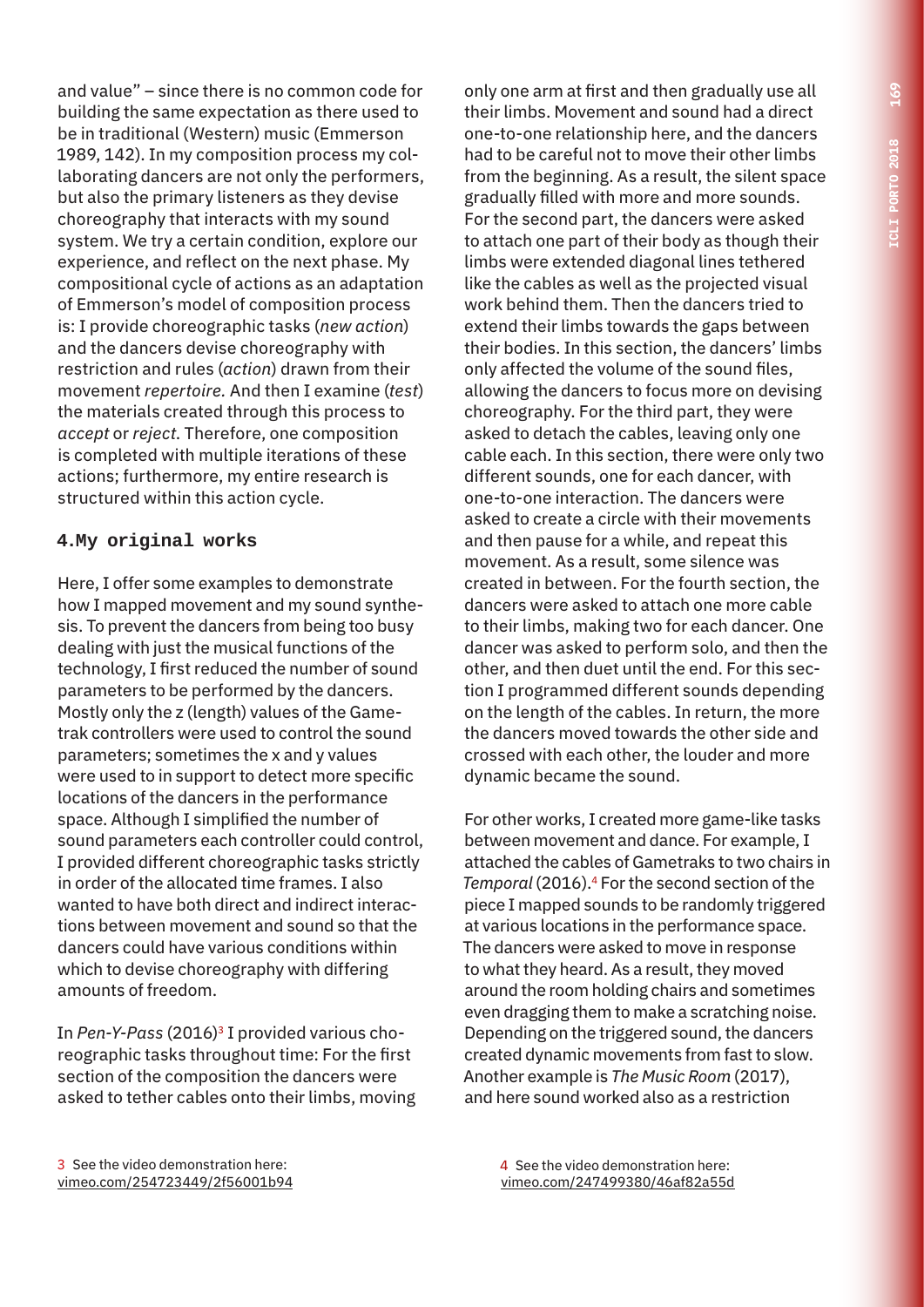and value" – since there is no common code for building the same expectation as there used to be in traditional (Western) music (Emmerson 1989, 142). In my composition process my collaborating dancers are not only the performers, but also the primary listeners as they devise choreography that interacts with my sound system. We try a certain condition, explore our experience, and reflect on the next phase. My compositional cycle of actions as an adaptation of Emmerson's model of composition process is: I provide choreographic tasks (*new action*) and the dancers devise choreography with restriction and rules (*action*) drawn from their movement *repertoire.* And then I examine (*test*) the materials created through this process to *accept* or *reject.* Therefore, one composition is completed with multiple iterations of these actions; furthermore, my entire research is structured within this action cycle.

## 4.My original works

Here, I offer some examples to demonstrate how I mapped movement and my sound synthesis. To prevent the dancers from being too busy dealing with just the musical functions of the technology, I first reduced the number of sound parameters to be performed by the dancers. Mostly only the z (length) values of the Gametrak controllers were used to control the sound parameters; sometimes the x and y values were used to in support to detect more specific locations of the dancers in the performance space. Although I simplified the number of sound parameters each controller could control, I provided different choreographic tasks strictly in order of the allocated time frames. I also wanted to have both direct and indirect interactions between movement and sound so that the dancers could have various conditions within which to devise choreography with differing amounts of freedom.

In *Pen-Y-Pass* (2016)[3] I provided various choreographic tasks throughout time: For the first section of the composition the dancers were asked to tether cables onto their limbs, moving only one arm at first and then gradually use all their limbs. Movement and sound had a direct one-to-one relationship here, and the dancers had to be careful not to move their other limbs from the beginning. As a result, the silent space gradually filled with more and more sounds. For the second part, the dancers were asked to attach one part of their body as though their limbs were extended diagonal lines tethered like the cables as well as the projected visual work behind them. Then the dancers tried to extend their limbs towards the gaps between their bodies. In this section, the dancers' limbs only affected the volume of the sound files, allowing the dancers to focus more on devising choreography. For the third part, they were asked to detach the cables, leaving only one cable each. In this section, there were only two different sounds, one for each dancer, with one-to-one interaction. The dancers were asked to create a circle with their movements and then pause for a while, and repeat this movement. As a result, some silence was created in between. For the fourth section, the dancers were asked to attach one more cable to their limbs, making two for each dancer. One dancer was asked to perform solo, and then the other, and then duet until the end. For this section I programmed different sounds depending on the length of the cables. In return, the more the dancers moved towards the other side and crossed with each other, the louder and more dynamic became the sound.

For other works, I created more game-like tasks between movement and dance. For example, I attached the cables of Gametraks to two chairs in *Temporal* (2016).[4] For the second section of the piece I mapped sounds to be randomly triggered at various locations in the performance space. The dancers were asked to move in response to what they heard. As a result, they moved around the room holding chairs and sometimes even dragging them to make a scratching noise. Depending on the triggered sound, the dancers created dynamic movements from fast to slow. Another example is *The Music Room* (2017), and here sound worked also as a restriction

3 See the video demonstration here: vimeo.com/254723449/2f56001b94

4 See the video demonstration here: vimeo.com/247499380/46af82a55d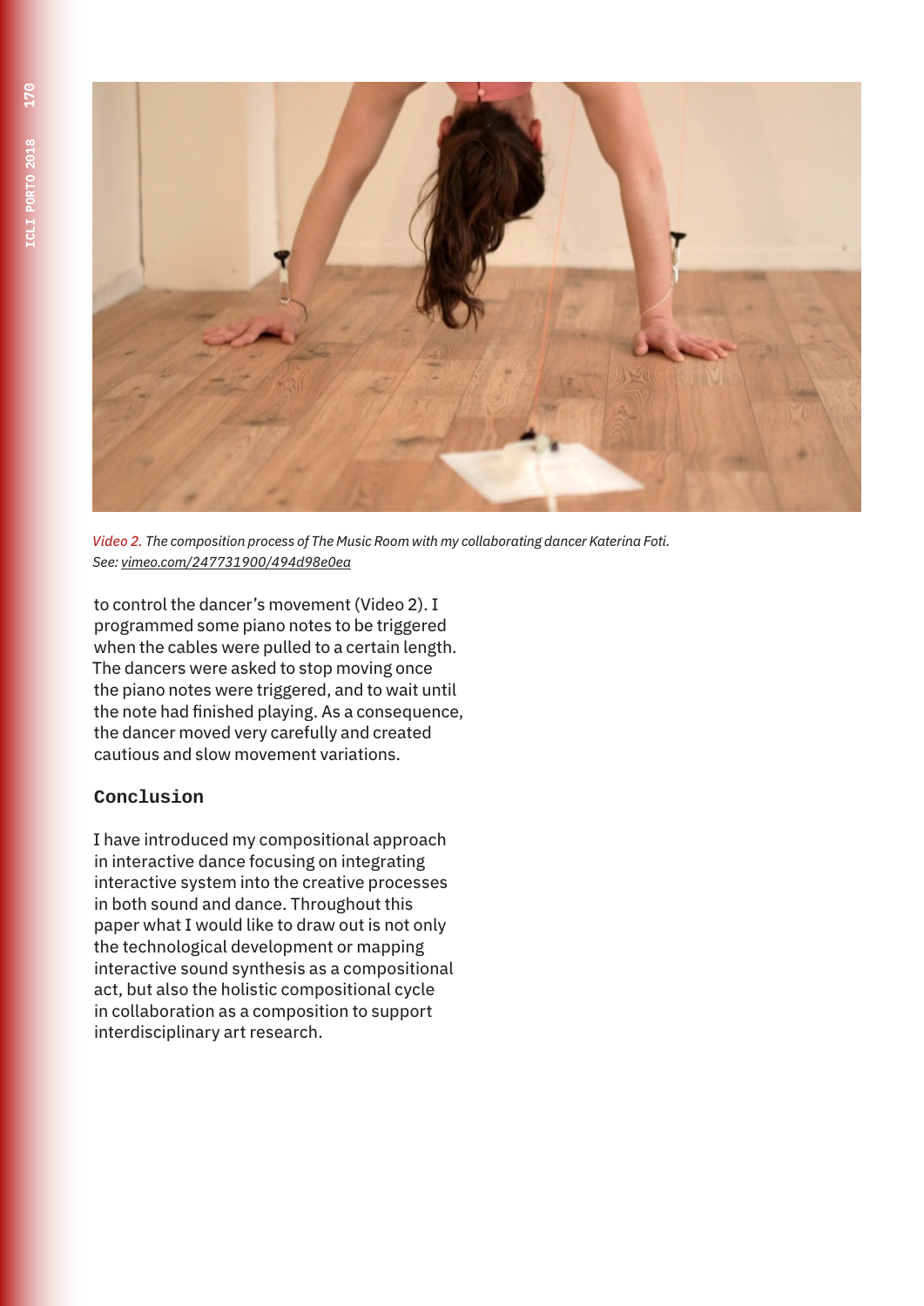*Video 2. The composition process of The Music Room with my collaborating dancer Katerina Foti. See: vimeo.com/247731900/494d98e0ea*

to control the dancer's movement (Video 2). I programmed some piano notes to be triggered when the cables were pulled to a certain length. The dancers were asked to stop moving once the piano notes were triggered, and to wait until the note had finished playing. As a consequence, the dancer moved very carefully and created cautious and slow movement variations.

## Conclusion

I have introduced my compositional approach in interactive dance focusing on integrating interactive system into the creative processes in both sound and dance. Throughout this paper what I would like to draw out is not only the technological development or mapping interactive sound synthesis as a compositional act, but also the holistic compositional cycle in collaboration as a composition to support interdisciplinary art research.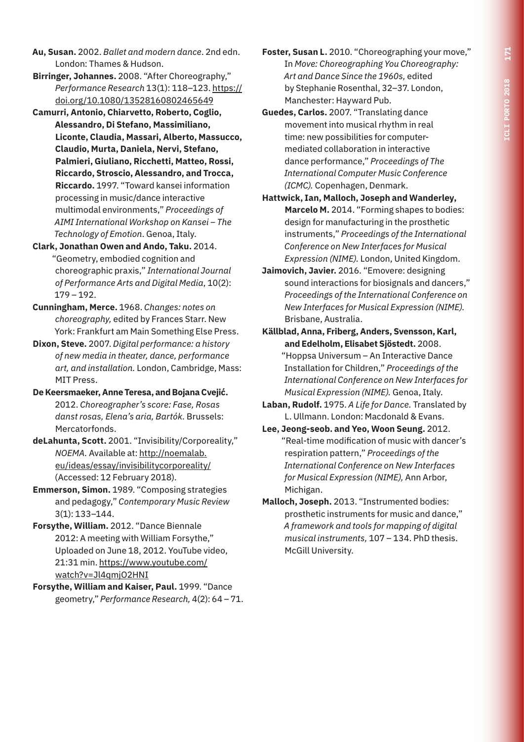**Au, Susan.** 2002. *Ballet and modern dance*. 2nd edn. London: Thames & Hudson.

**Birringer, Johannes.** 2008. "After Choreography," *Performance Research* 13(1): 118–123. https://doi.org/10.1080/13528160802465649

**Camurri, Antonio, Chiarvetto, Roberto, Coglio, Alessandro, Di Stefano, Massimiliano, Liconte, Claudia, Massari, Alberto, Massucco, Claudio, Murta, Daniela, Nervi, Stefano, Palmieri, Giuliano, Ricchetti, Matteo, Rossi, Riccardo, Stroscio, Alessandro, and Trocca, Riccardo.** 1997. "Toward kansei information processing in music/dance interactive multimodal environments," *Proceedings of AIMI International Workshop on Kansei – The Technology of Emotion*. Genoa, Italy.

**Clark, Jonathan Owen and Ando, Taku.** 2014. "Geometry, embodied cognition and choreographic praxis," *International Journal of Performance Arts and Digital Media*, 10(2): 179 – 192.

**Cunningham, Merce.** 1968. *Changes: notes on choreography,* edited by Frances Starr. New York: Frankfurt am Main Something Else Press.

**Dixon, Steve.** 2007. *Digital performance: a history of new media in theater, dance, performance art, and installation.* London, Cambridge, Mass: MIT Press.

**De Keersmaeker, Anne Teresa, and Bojana Cvejić.** 2012. *Choreographer's score: Fase, Rosas danst rosas, Elena's aria, Bartók.* Brussels: Mercatorfonds.

**deLahunta, Scott.** 2001. "Invisibility/Corporeality," *NOEMA.* Available at: http://noemalab.eu/ideas/essay/invisibilitycorporeality/ (Accessed: 12 February 2018).

**Emmerson, Simon.** 1989. "Composing strategies and pedagogy," *Contemporary Music Review* 3(1): 133–144.

**Forsythe, William.** 2012. "Dance Biennale 2012: A meeting with William Forsythe," Uploaded on June 18, 2012. YouTube video, 21:31 min. https://www.youtube.com/watch?v=Jl4qmjO2HNI

**Forsythe, William and Kaiser, Paul.** 1999. "Dance geometry," *Performance Research,* 4(2): 64 – 71.

**Foster, Susan L.** 2010. "Choreographing your move," In *Move: Choreographing You Choreography: Art and Dance Since the 1960s,* edited by Stephanie Rosenthal, 32–37. London, Manchester: Hayward Pub.

**Guedes, Carlos.** 2007. "Translating dance movement into musical rhythm in real time: new possibilities for computer-mediated collaboration in interactive dance performance," *Proceedings of The International Computer Music Conference (ICMC).* Copenhagen, Denmark.

**Hattwick, Ian, Malloch, Joseph and Wanderley, Marcelo M.** 2014. "Forming shapes to bodies: design for manufacturing in the prosthetic instruments," *Proceedings of the International Conference on New Interfaces for Musical Expression (NIME).* London, United Kingdom.

**Jaimovich, Javier.** 2016. "Emovere: designing sound interactions for biosignals and dancers," *Proceedings of the International Conference on New Interfaces for Musical Expression (NIME).* Brisbane, Australia.

**Källblad, Anna, Friberg, Anders, Svensson, Karl, and Edelholm, Elisabet Sjöstedt.** 2008. "Hoppsa Universum – An Interactive Dance Installation for Children," *Proceedings of the International Conference on New Interfaces for Musical Expression (NIME).* Genoa, Italy.

**Laban, Rudolf.** 1975. *A Life for Dance.* Translated by L. Ullmann. London: Macdonald & Evans.

**Lee, Jeong-seob. and Yeo, Woon Seung.** 2012. "Real-time modification of music with dancer's respiration pattern," *Proceedings of the International Conference on New Interfaces for Musical Expression (NIME),* Ann Arbor, Michigan.

**Malloch, Joseph.** 2013. "Instrumented bodies: prosthetic instruments for music and dance," *A framework and tools for mapping of digital musical instruments,* 107 – 134. PhD thesis. McGill University.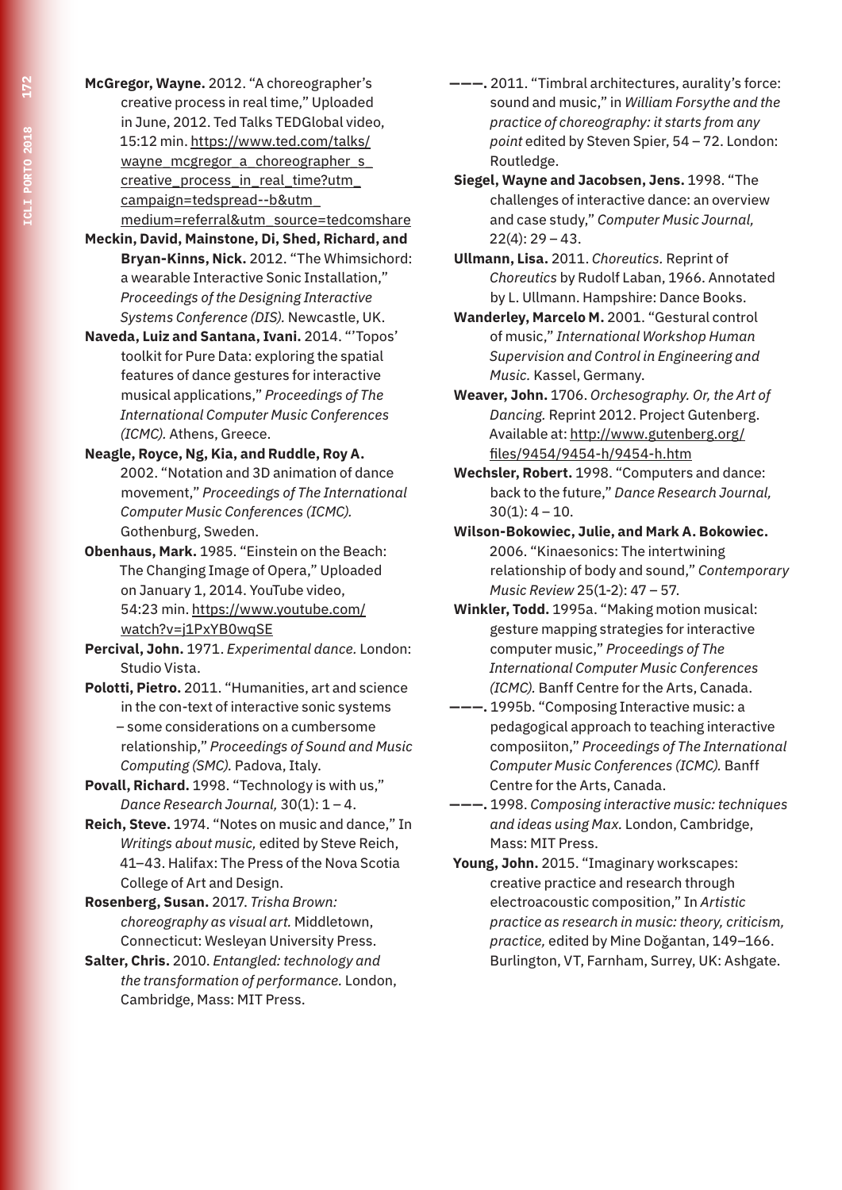**McGregor, Wayne.** 2012. "A choreographer's creative process in real time," Uploaded in June, 2012. Ted Talks TEDGlobal video, 15:12 min. https://www.ted.com/talks/wayne_mcgregor_a_choreographer_s_creative_process_in_real_time?utm_campaign=tedspread--b&utm_medium=referral&utm_source=tedcomshare

**Meckin, David, Mainstone, Di, Shed, Richard, and Bryan-Kinns, Nick.** 2012. "The Whimsichord: a wearable Interactive Sonic Installation," *Proceedings of the Designing Interactive Systems Conference (DIS).* Newcastle, UK.

**Naveda, Luiz and Santana, Ivani.** 2014. "'Topos' toolkit for Pure Data: exploring the spatial features of dance gestures for interactive musical applications," *Proceedings of The International Computer Music Conferences (ICMC).* Athens, Greece.

**Neagle, Royce, Ng, Kia, and Ruddle, Roy A.** 2002. "Notation and 3D animation of dance movement," *Proceedings of The International Computer Music Conferences (ICMC).* Gothenburg, Sweden.

**Obenhaus, Mark.** 1985. "Einstein on the Beach: The Changing Image of Opera," Uploaded on January 1, 2014. YouTube video, 54:23 min. https://www.youtube.com/watch?v=j1PxYB0wqSE

**Percival, John.** 1971. *Experimental dance.* London: Studio Vista.

**Polotti, Pietro.** 2011. "Humanities, art and science in the con-text of interactive sonic systems – some considerations on a cumbersome relationship," *Proceedings of Sound and Music Computing (SMC).* Padova, Italy.

**Povall, Richard.** 1998. "Technology is with us," *Dance Research Journal,* 30(1): 1 – 4.

**Reich, Steve.** 1974. "Notes on music and dance," In *Writings about music,* edited by Steve Reich, 41–43. Halifax: The Press of the Nova Scotia College of Art and Design.

**Rosenberg, Susan.** 2017. *Trisha Brown: choreography as visual art.* Middletown, Connecticut: Wesleyan University Press.

**Salter, Chris.** 2010. *Entangled: technology and the transformation of performance.* London, Cambridge, Mass: MIT Press.

**———.** 2011. "Timbral architectures, aurality's force: sound and music," in *William Forsythe and the practice of choreography: it starts from any point* edited by Steven Spier, 54 – 72. London: Routledge.

**Siegel, Wayne and Jacobsen, Jens.** 1998. "The challenges of interactive dance: an overview and case study," *Computer Music Journal,* 22(4): 29 – 43.

**Ullmann, Lisa.** 2011. *Choreutics.* Reprint of *Choreutics* by Rudolf Laban, 1966. Annotated by L. Ullmann. Hampshire: Dance Books.

**Wanderley, Marcelo M.** 2001. "Gestural control of music," *International Workshop Human Supervision and Control in Engineering and Music.* Kassel, Germany.

**Weaver, John.** 1706. *Orchesography. Or, the Art of Dancing.* Reprint 2012. Project Gutenberg. Available at: http://www.gutenberg.org/files/9454/9454-h/9454-h.htm

**Wechsler, Robert.** 1998. "Computers and dance: back to the future," *Dance Research Journal,* 30(1): 4 – 10.

**Wilson-Bokowiec, Julie, and Mark A. Bokowiec.** 2006. "Kinaesonics: The intertwining relationship of body and sound," *Contemporary Music Review* 25(1-2): 47 – 57.

**Winkler, Todd.** 1995a. "Making motion musical: gesture mapping strategies for interactive computer music," *Proceedings of The International Computer Music Conferences (ICMC).* Banff Centre for the Arts, Canada.

**———.** 1995b. "Composing Interactive music: a pedagogical approach to teaching interactive composiiton," *Proceedings of The International Computer Music Conferences (ICMC).* Banff Centre for the Arts, Canada.

**———.** 1998. *Composing interactive music: techniques and ideas using Max.* London, Cambridge, Mass: MIT Press.

**Young, John.** 2015. "Imaginary workscapes: creative practice and research through electroacoustic composition," In *Artistic practice as research in music: theory, criticism, practice,* edited by Mine Doğantan, 149–166. Burlington, VT, Farnham, Surrey, UK: Ashgate.